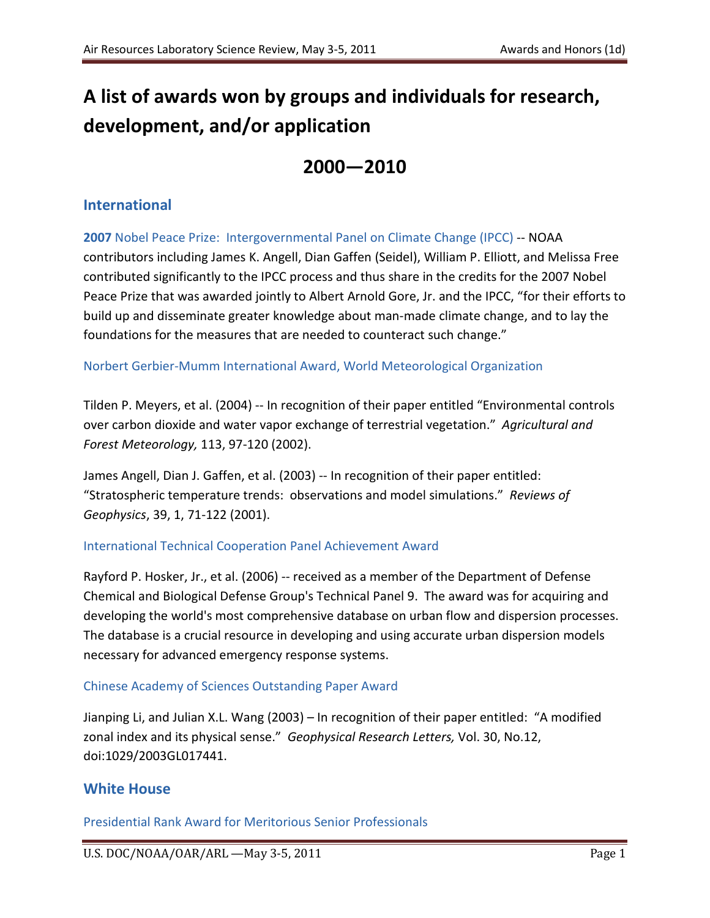# A list of awards won by groups and individuals for research, development, and/or application

## 2000—2010

## International

**2007** Nobel Peace Prize: Intergovernmental Panel on Climate Change (IPCC) -- NOAA contributors including James K. Angell, Dian Gaffen (Seidel), William P. Elliott, and Melissa Free contributed significantly to the IPCC process and thus share in the credits for the 2007 Nobel Peace Prize that was awarded jointly to Albert Arnold Gore, Jr. and the IPCC, "for their efforts to build up and disseminate greater knowledge about man-made climate change, and to lay the foundations for the measures that are needed to counteract such change."

### Norbert Gerbier-Mumm International Award, World Meteorological Organization

Tilden P. Meyers, et al. (2004) -- In recognition of their paper entitled "Environmental controls over carbon dioxide and water vapor exchange of terrestrial vegetation." *Agricultural and Forest Meteorology,* 113, 97-120 (2002).

James Angell, Dian J. Gaffen, et al. (2003) -- In recognition of their paper entitled: "Stratospheric temperature trends: observations and model simulations." *Reviews of Geophysics*, 39, 1, 71-122 (2001).

### International Technical Cooperation Panel Achievement Award

Rayford P. Hosker, Jr., et al. (2006) -- received as a member of the Department of Defense Chemical and Biological Defense Group's Technical Panel 9. The award was for acquiring and developing the world's most comprehensive database on urban flow and dispersion processes. The database is a crucial resource in developing and using accurate urban dispersion models necessary for advanced emergency response systems.

### Chinese Academy of Sciences Outstanding Paper Award

Jianping Li, and Julian X.L. Wang (2003) – In recognition of their paper entitled: "A modified zonal index and its physical sense." *Geophysical Research Letters,* Vol. 30, No.12, doi:1029/2003GL017441.

## White House

### Presidential Rank Award for Meritorious Senior Professionals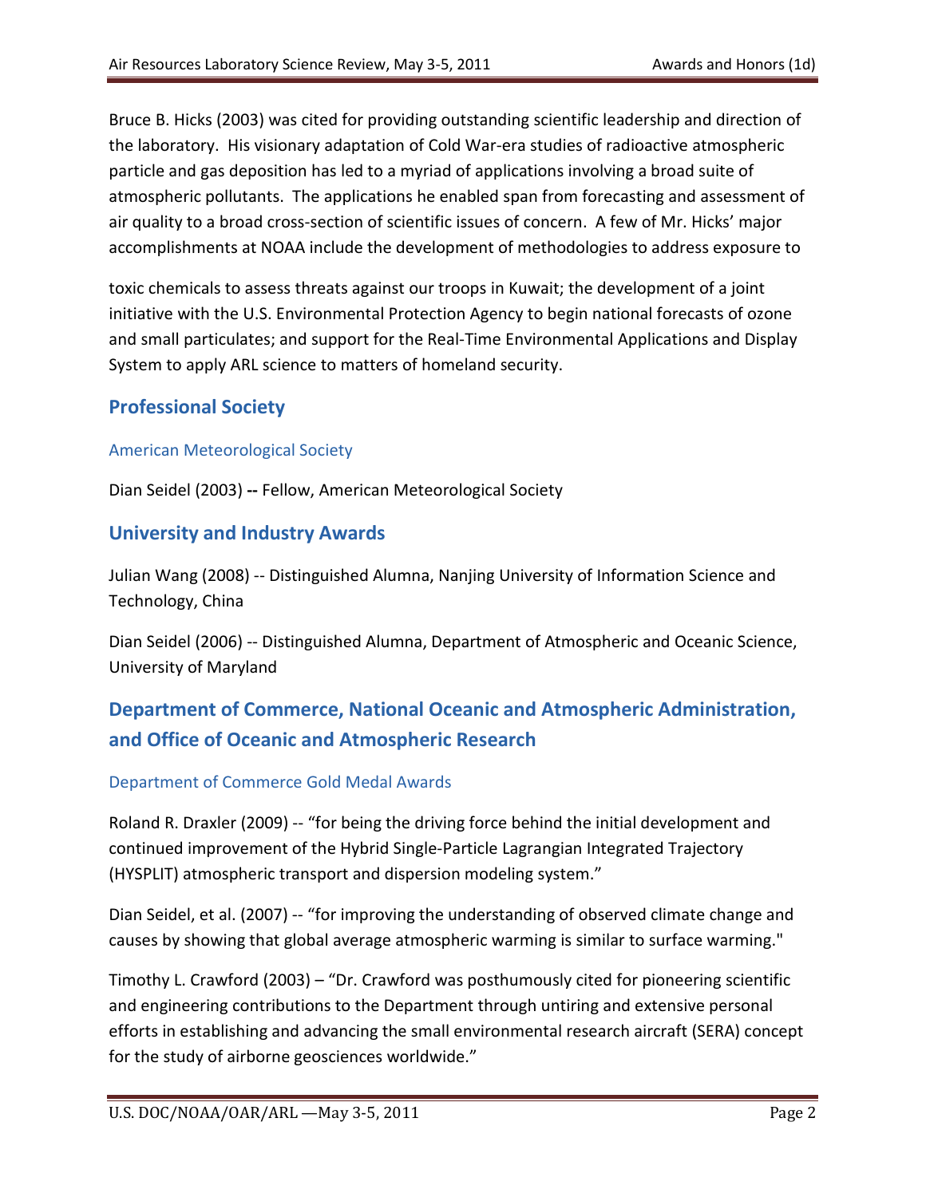Bruce B. Hicks (2003) was cited for providing outstanding scientific leadership and direction of the laboratory. His visionary adaptation of Cold War-era studies of radioactive atmospheric particle and gas deposition has led to a myriad of applications involving a broad suite of atmospheric pollutants. The applications he enabled span from forecasting and assessment of air quality to a broad cross-section of scientific issues of concern. A few of Mr. Hicks' major accomplishments at NOAA include the development of methodologies to address exposure to toxic chemicals to assess threats against our troops in Kuwait; the development of a joint initiative with the U.S. Environmental Protection Agency to begin national forecasts of ozone and small particulates; and support for the Real-Time Environmental Applications and Display System to apply ARL science to matters of homeland security.

## Professional Society

### American Meteorological Society

Dian Seidel (2003) **--** Fellow, American Meteorological Society

## University and Industry Awards

Julian Wang (2008) -- Distinguished Alumna, Nanjing University of Information Science and Technology, China

Dian Seidel (2006) -- Distinguished Alumna, Department of Atmospheric and Oceanic Science, University of Maryland

## Department of Commerce, National Oceanic and Atmospheric Administration, and Office of Oceanic and Atmospheric Research

### Department of Commerce Gold Medal Awards

Roland R. Draxler (2009) -- "for being the driving force behind the initial development and continued improvement of the Hybrid Single-Particle Lagrangian Integrated Trajectory (HYSPLIT) atmospheric transport and dispersion modeling system."

Dian Seidel, et al. (2007) -- "for improving the understanding of observed climate change and causes by showing that global average atmospheric warming is similar to surface warming."

Timothy L. Crawford (2003) – "Dr. Crawford was posthumously cited for pioneering scientific and engineering contributions to the Department through untiring and extensive personal efforts in establishing and advancing the small environmental research aircraft (SERA) concept for the study of airborne geosciences worldwide."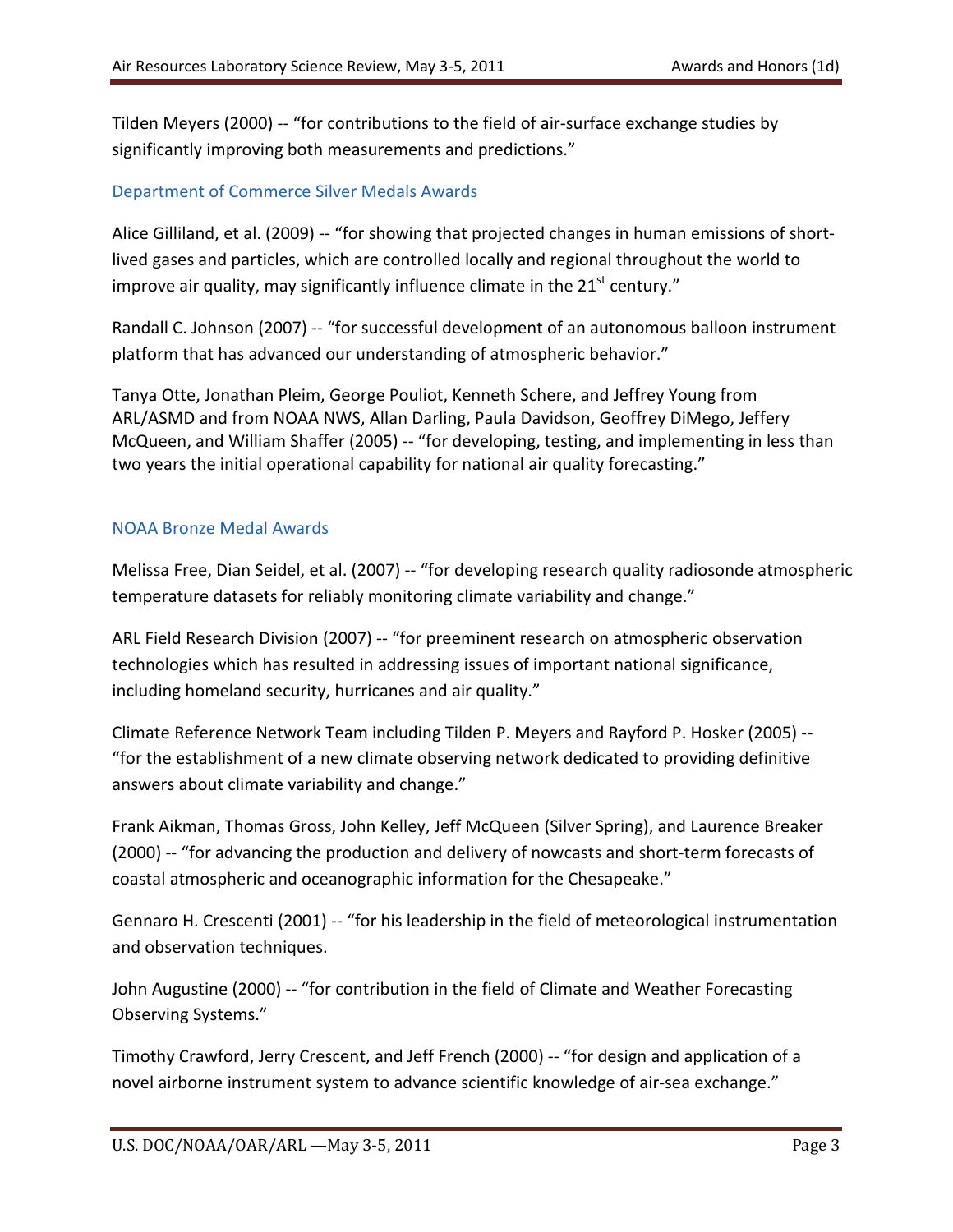Tilden Meyers (2000) -- "for contributions to the field of air-surface exchange studies by significantly improving both measurements and predictions."

### Department of Commerce Silver Medals Awards

Alice Gilliland, et al. (2009) -- "for showing that projected changes in human emissions of short-lived gases and particles, which are controlled locally and regional throughout the world to improve air quality, may significantly influence climate in the 21st century."

Randall C. Johnson (2007) -- "for successful development of an autonomous balloon instrument platform that has advanced our understanding of atmospheric behavior."

Tanya Otte, Jonathan Pleim, George Pouliot, Kenneth Schere, and Jeffrey Young from ARL/ASMD and from NOAA NWS, Allan Darling, Paula Davidson, Geoffrey DiMego, Jeffery McQueen, and William Shaffer (2005) -- "for developing, testing, and implementing in less than two years the initial operational capability for national air quality forecasting."

### NOAA Bronze Medal Awards

Melissa Free, Dian Seidel, et al. (2007) -- "for developing research quality radiosonde atmospheric temperature datasets for reliably monitoring climate variability and change."

ARL Field Research Division (2007) -- "for preeminent research on atmospheric observation technologies which has resulted in addressing issues of important national significance, including homeland security, hurricanes and air quality."

Climate Reference Network Team including Tilden P. Meyers and Rayford P. Hosker (2005) -- "for the establishment of a new climate observing network dedicated to providing definitive answers about climate variability and change."

Frank Aikman, Thomas Gross, John Kelley, Jeff McQueen (Silver Spring), and Laurence Breaker (2000) -- "for advancing the production and delivery of nowcasts and short-term forecasts of coastal atmospheric and oceanographic information for the Chesapeake."

Gennaro H. Crescenti (2001) -- "for his leadership in the field of meteorological instrumentation and observation techniques.

John Augustine (2000) -- "for contribution in the field of Climate and Weather Forecasting Observing Systems."

Timothy Crawford, Jerry Crescent, and Jeff French (2000) -- "for design and application of a novel airborne instrument system to advance scientific knowledge of air-sea exchange."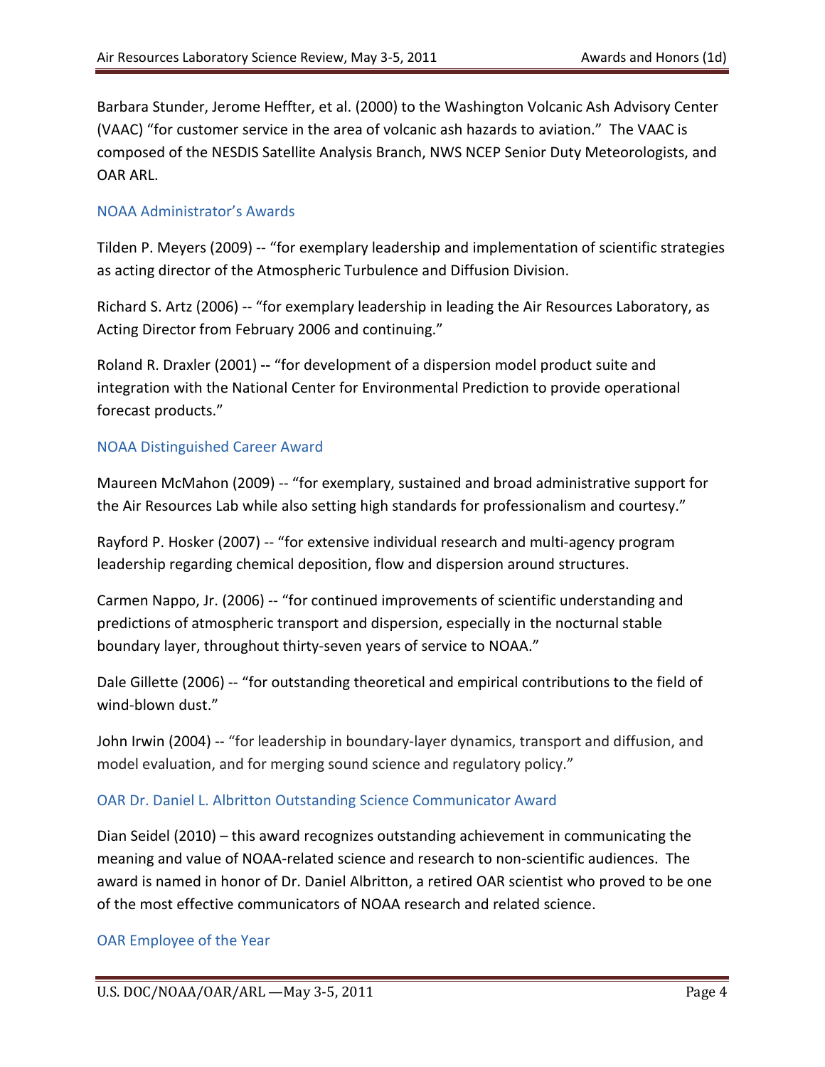Barbara Stunder, Jerome Heffter, et al. (2000) to the Washington Volcanic Ash Advisory Center (VAAC) "for customer service in the area of volcanic ash hazards to aviation." The VAAC is composed of the NESDIS Satellite Analysis Branch, NWS NCEP Senior Duty Meteorologists, and OAR ARL.

### NOAA Administrator's Awards

Tilden P. Meyers (2009) -- "for exemplary leadership and implementation of scientific strategies as acting director of the Atmospheric Turbulence and Diffusion Division.

Richard S. Artz (2006) -- "for exemplary leadership in leading the Air Resources Laboratory, as Acting Director from February 2006 and continuing."

Roland R. Draxler (2001) **--** "for development of a dispersion model product suite and integration with the National Center for Environmental Prediction to provide operational forecast products."

### NOAA Distinguished Career Award

Maureen McMahon (2009) -- "for exemplary, sustained and broad administrative support for the Air Resources Lab while also setting high standards for professionalism and courtesy."

Rayford P. Hosker (2007) -- "for extensive individual research and multi-agency program leadership regarding chemical deposition, flow and dispersion around structures.

Carmen Nappo, Jr. (2006) -- "for continued improvements of scientific understanding and predictions of atmospheric transport and dispersion, especially in the nocturnal stable boundary layer, throughout thirty-seven years of service to NOAA."

Dale Gillette (2006) -- "for outstanding theoretical and empirical contributions to the field of wind-blown dust."

John Irwin (2004) -- "for leadership in boundary-layer dynamics, transport and diffusion, and model evaluation, and for merging sound science and regulatory policy."

### OAR Dr. Daniel L. Albritton Outstanding Science Communicator Award

Dian Seidel (2010) – this award recognizes outstanding achievement in communicating the meaning and value of NOAA-related science and research to non-scientific audiences. The award is named in honor of Dr. Daniel Albritton, a retired OAR scientist who proved to be one of the most effective communicators of NOAA research and related science.

### OAR Employee of the Year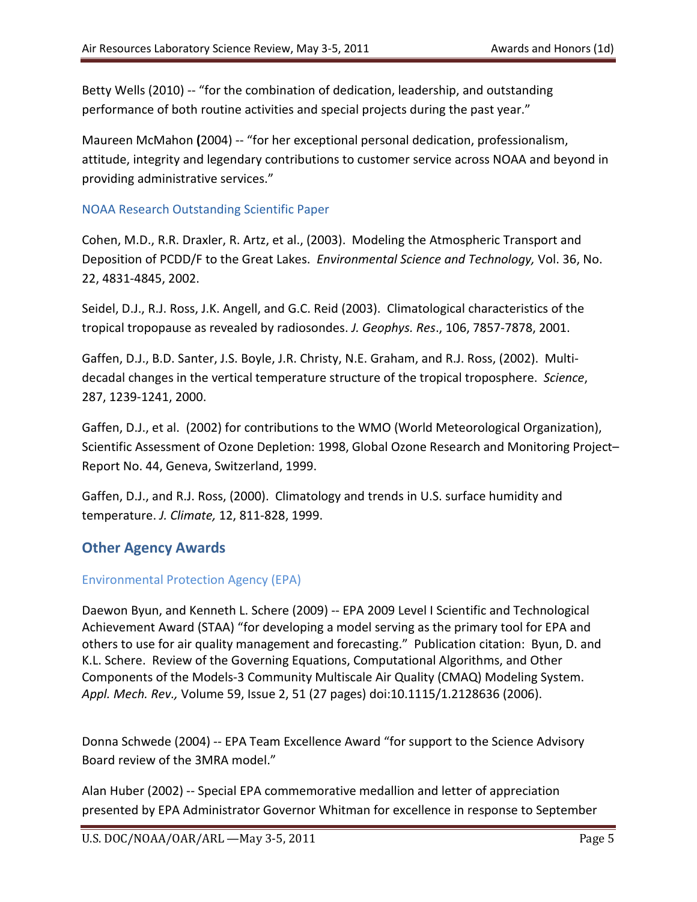Betty Wells (2010) -- "for the combination of dedication, leadership, and outstanding performance of both routine activities and special projects during the past year."

Maureen McMahon **(**2004) -- "for her exceptional personal dedication, professionalism, attitude, integrity and legendary contributions to customer service across NOAA and beyond in providing administrative services."

### NOAA Research Outstanding Scientific Paper

Cohen, M.D., R.R. Draxler, R. Artz, et al., (2003). Modeling the Atmospheric Transport and Deposition of PCDD/F to the Great Lakes. *Environmental Science and Technology,* Vol. 36, No. 22, 4831-4845, 2002.

Seidel, D.J., R.J. Ross, J.K. Angell, and G.C. Reid (2003). Climatological characteristics of the tropical tropopause as revealed by radiosondes. *J. Geophys. Res*., 106, 7857-7878, 2001.

Gaffen, D.J., B.D. Santer, J.S. Boyle, J.R. Christy, N.E. Graham, and R.J. Ross, (2002). Multi-decadal changes in the vertical temperature structure of the tropical troposphere. *Science*, 287, 1239-1241, 2000.

Gaffen, D.J., et al. (2002) for contributions to the WMO (World Meteorological Organization), Scientific Assessment of Ozone Depletion: 1998, Global Ozone Research and Monitoring Project–Report No. 44, Geneva, Switzerland, 1999.

Gaffen, D.J., and R.J. Ross, (2000). Climatology and trends in U.S. surface humidity and temperature. *J. Climate,* 12, 811-828, 1999.

## Other Agency Awards

### Environmental Protection Agency (EPA)

Daewon Byun, and Kenneth L. Schere (2009) -- EPA 2009 Level I Scientific and Technological Achievement Award (STAA) "for developing a model serving as the primary tool for EPA and others to use for air quality management and forecasting." Publication citation: Byun, D. and K.L. Schere. Review of the Governing Equations, Computational Algorithms, and Other Components of the Models-3 Community Multiscale Air Quality (CMAQ) Modeling System. *Appl. Mech. Rev.,* Volume 59, Issue 2, 51 (27 pages) doi:10.1115/1.2128636 (2006).

Donna Schwede (2004) -- EPA Team Excellence Award "for support to the Science Advisory Board review of the 3MRA model."

Alan Huber (2002) -- Special EPA commemorative medallion and letter of appreciation presented by EPA Administrator Governor Whitman for excellence in response to September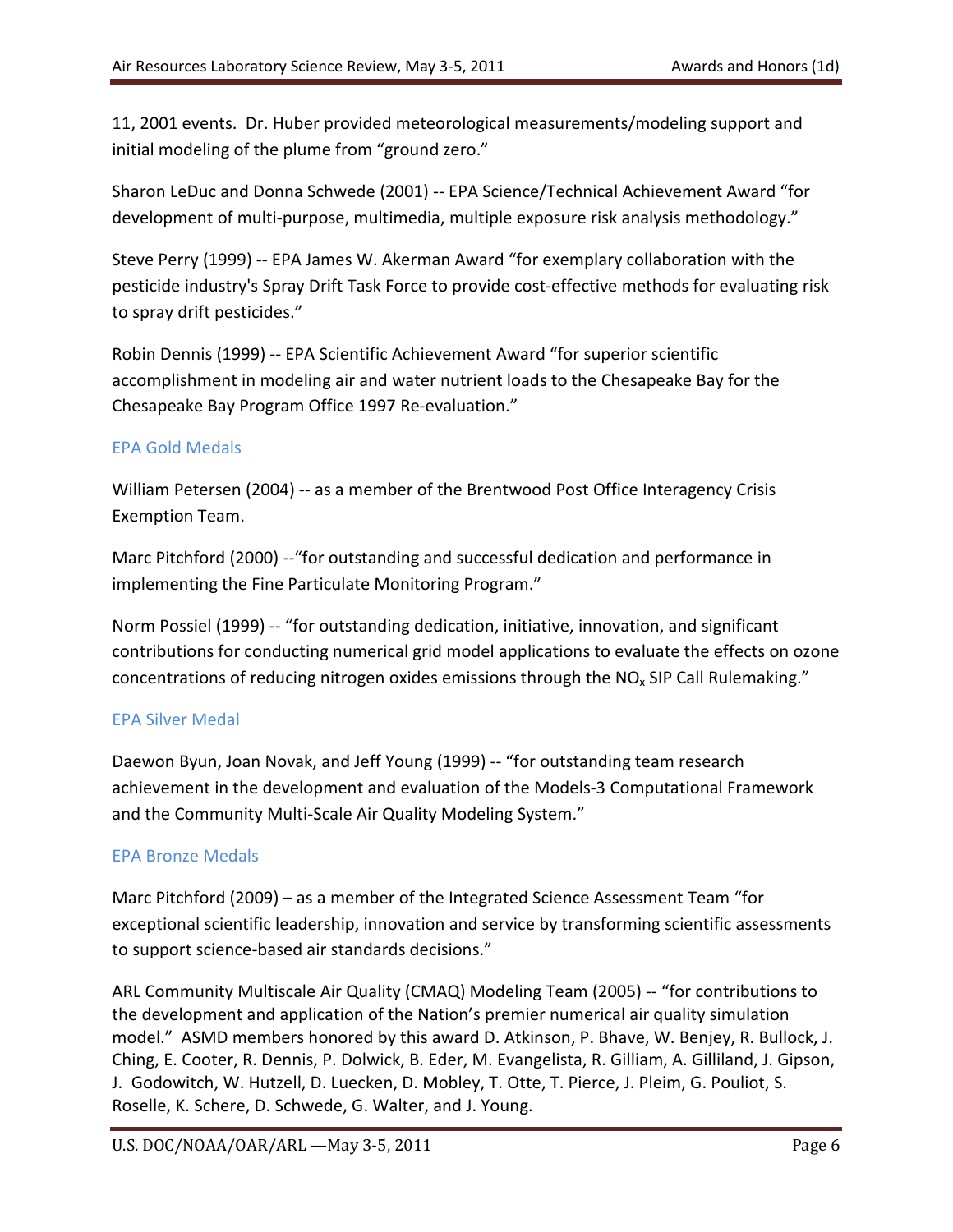11, 2001 events. Dr. Huber provided meteorological measurements/modeling support and initial modeling of the plume from "ground zero."

Sharon LeDuc and Donna Schwede (2001) -- EPA Science/Technical Achievement Award "for development of multi-purpose, multimedia, multiple exposure risk analysis methodology."

Steve Perry (1999) -- EPA James W. Akerman Award "for exemplary collaboration with the pesticide industry's Spray Drift Task Force to provide cost-effective methods for evaluating risk to spray drift pesticides."

Robin Dennis (1999) -- EPA Scientific Achievement Award "for superior scientific accomplishment in modeling air and water nutrient loads to the Chesapeake Bay for the Chesapeake Bay Program Office 1997 Re-evaluation."

### EPA Gold Medals

William Petersen (2004) -- as a member of the Brentwood Post Office Interagency Crisis Exemption Team.

Marc Pitchford (2000) --"for outstanding and successful dedication and performance in implementing the Fine Particulate Monitoring Program."

Norm Possiel (1999) -- "for outstanding dedication, initiative, innovation, and significant contributions for conducting numerical grid model applications to evaluate the effects on ozone concentrations of reducing nitrogen oxides emissions through the $NO_x$ SIP Call Rulemaking."

### EPA Silver Medal

Daewon Byun, Joan Novak, and Jeff Young (1999) -- "for outstanding team research achievement in the development and evaluation of the Models-3 Computational Framework and the Community Multi-Scale Air Quality Modeling System."

### EPA Bronze Medals

Marc Pitchford (2009) – as a member of the Integrated Science Assessment Team "for exceptional scientific leadership, innovation and service by transforming scientific assessments to support science-based air standards decisions."

ARL Community Multiscale Air Quality (CMAQ) Modeling Team (2005) -- "for contributions to the development and application of the Nation's premier numerical air quality simulation model." ASMD members honored by this award D. Atkinson, P. Bhave, W. Benjey, R. Bullock, J. Ching, E. Cooter, R. Dennis, P. Dolwick, B. Eder, M. Evangelista, R. Gilliam, A. Gilliland, J. Gipson, J. Godowitch, W. Hutzell, D. Luecken, D. Mobley, T. Otte, T. Pierce, J. Pleim, G. Pouliot, S. Roselle, K. Schere, D. Schwede, G. Walter, and J. Young.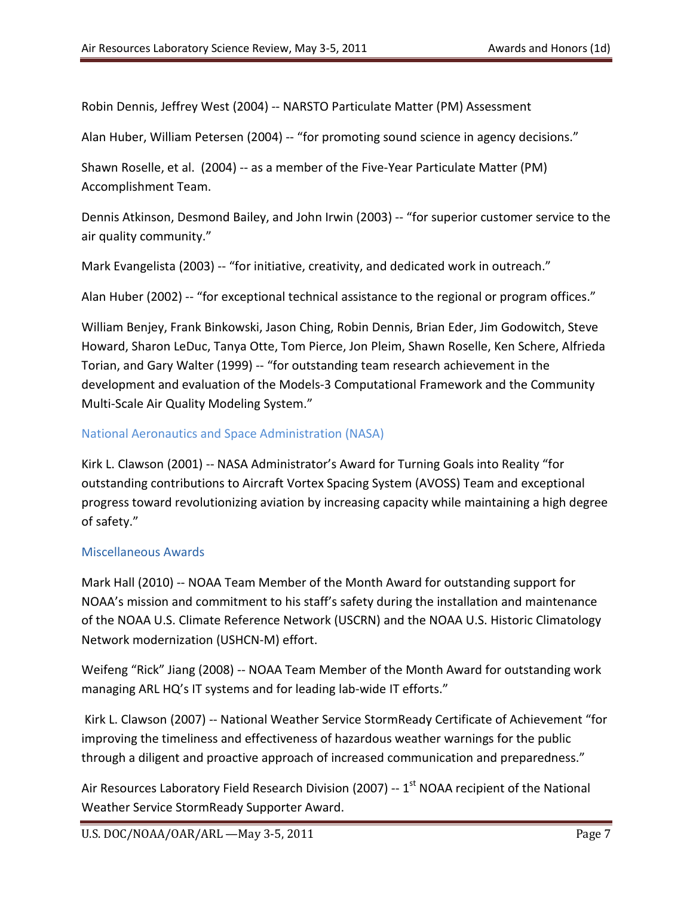Robin Dennis, Jeffrey West (2004) -- NARSTO Particulate Matter (PM) Assessment

Alan Huber, William Petersen (2004) -- "for promoting sound science in agency decisions."

Shawn Roselle, et al. (2004) -- as a member of the Five-Year Particulate Matter (PM) Accomplishment Team.

Dennis Atkinson, Desmond Bailey, and John Irwin (2003) -- "for superior customer service to the air quality community."

Mark Evangelista (2003) -- "for initiative, creativity, and dedicated work in outreach."

Alan Huber (2002) -- "for exceptional technical assistance to the regional or program offices."

William Benjey, Frank Binkowski, Jason Ching, Robin Dennis, Brian Eder, Jim Godowitch, Steve Howard, Sharon LeDuc, Tanya Otte, Tom Pierce, Jon Pleim, Shawn Roselle, Ken Schere, Alfrieda Torian, and Gary Walter (1999) -- "for outstanding team research achievement in the development and evaluation of the Models-3 Computational Framework and the Community Multi-Scale Air Quality Modeling System."

### National Aeronautics and Space Administration (NASA)

Kirk L. Clawson (2001) -- NASA Administrator's Award for Turning Goals into Reality "for outstanding contributions to Aircraft Vortex Spacing System (AVOSS) Team and exceptional progress toward revolutionizing aviation by increasing capacity while maintaining a high degree of safety."

### Miscellaneous Awards

Mark Hall (2010) -- NOAA Team Member of the Month Award for outstanding support for NOAA's mission and commitment to his staff's safety during the installation and maintenance of the NOAA U.S. Climate Reference Network (USCRN) and the NOAA U.S. Historic Climatology Network modernization (USHCN-M) effort.

Weifeng "Rick" Jiang (2008) -- NOAA Team Member of the Month Award for outstanding work managing ARL HQ's IT systems and for leading lab-wide IT efforts."

Kirk L. Clawson (2007) -- National Weather Service StormReady Certificate of Achievement "for improving the timeliness and effectiveness of hazardous weather warnings for the public through a diligent and proactive approach of increased communication and preparedness."

Air Resources Laboratory Field Research Division (2007) -- 1st NOAA recipient of the National Weather Service StormReady Supporter Award.